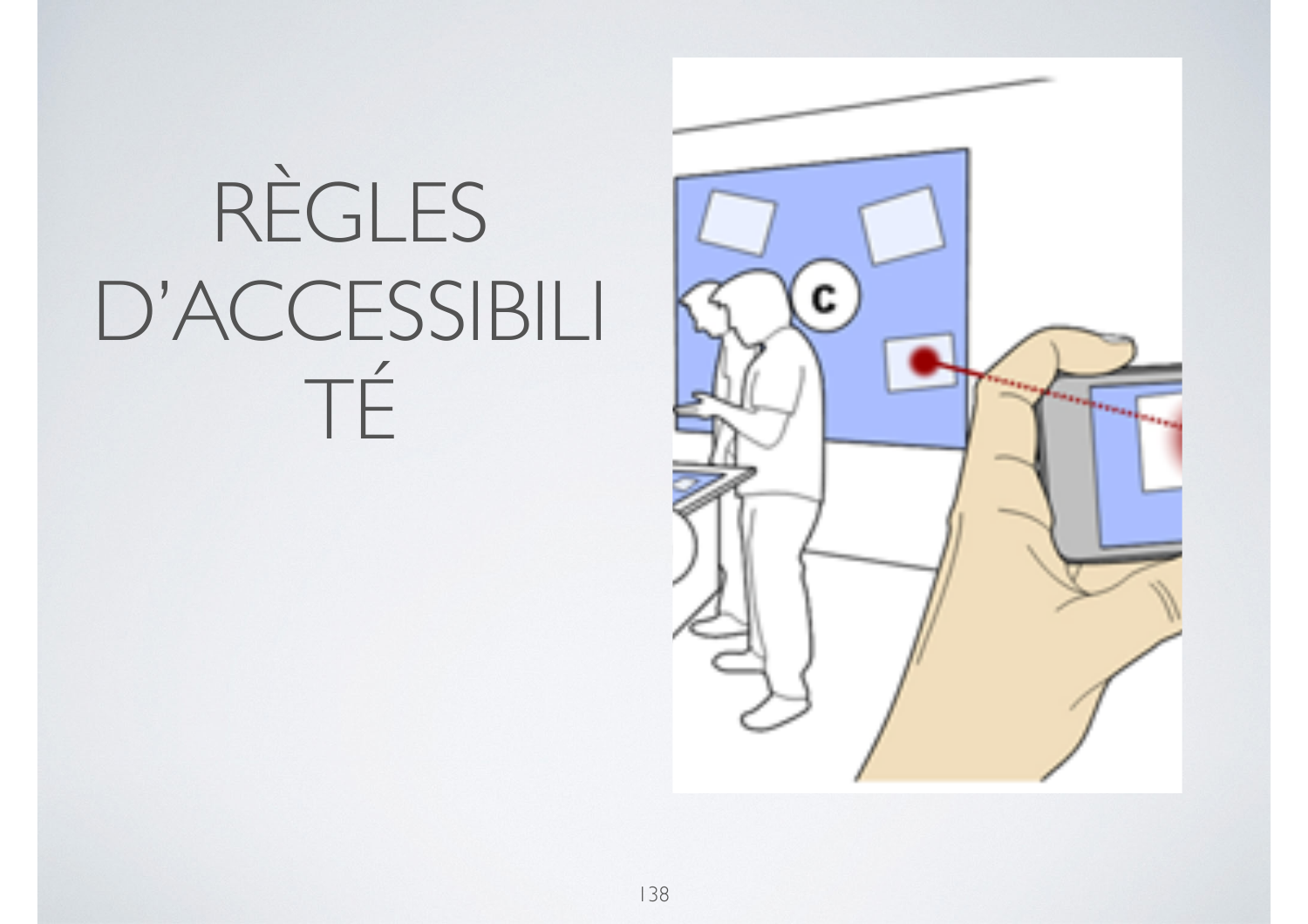# RÈGLES D'ACCESSIBILITÉ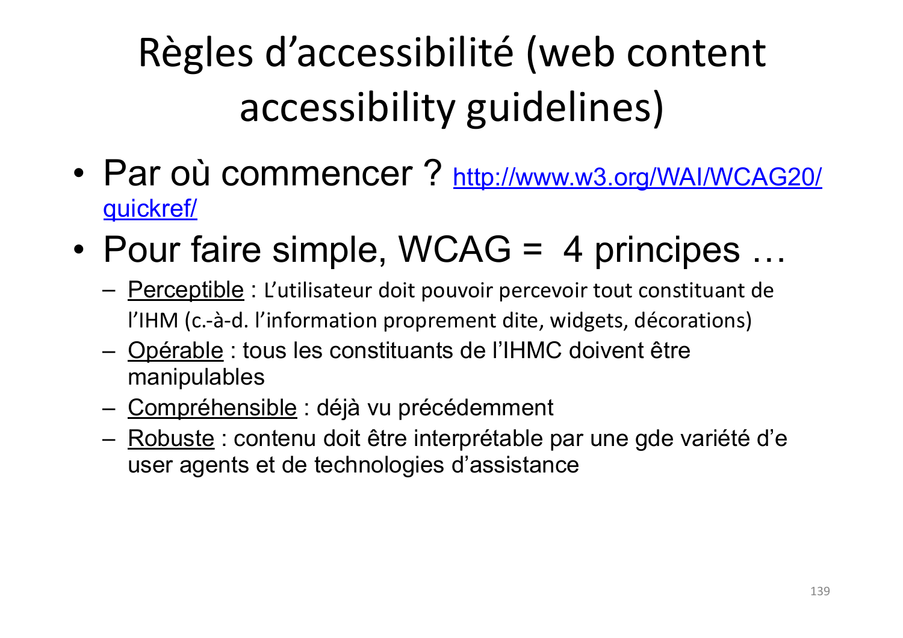# Règles d'accessibilité (web content accessibility guidelines)

- Par où commencer ? http://www.w3.org/WAI/WCAG20/quickref/
- Pour faire simple, WCAG = 4 principes …
  - Perceptible : L'utilisateur doit pouvoir percevoir tout constituant de l'IHM (c.-à-d. l'information proprement dite, widgets, décorations)
  - Opérable : tous les constituants de l'IHMC doivent être manipulables
  - Compréhensible : déjà vu précédemment
  - Robuste : contenu doit être interprétable par une gde variété d'e user agents et de technologies d'assistance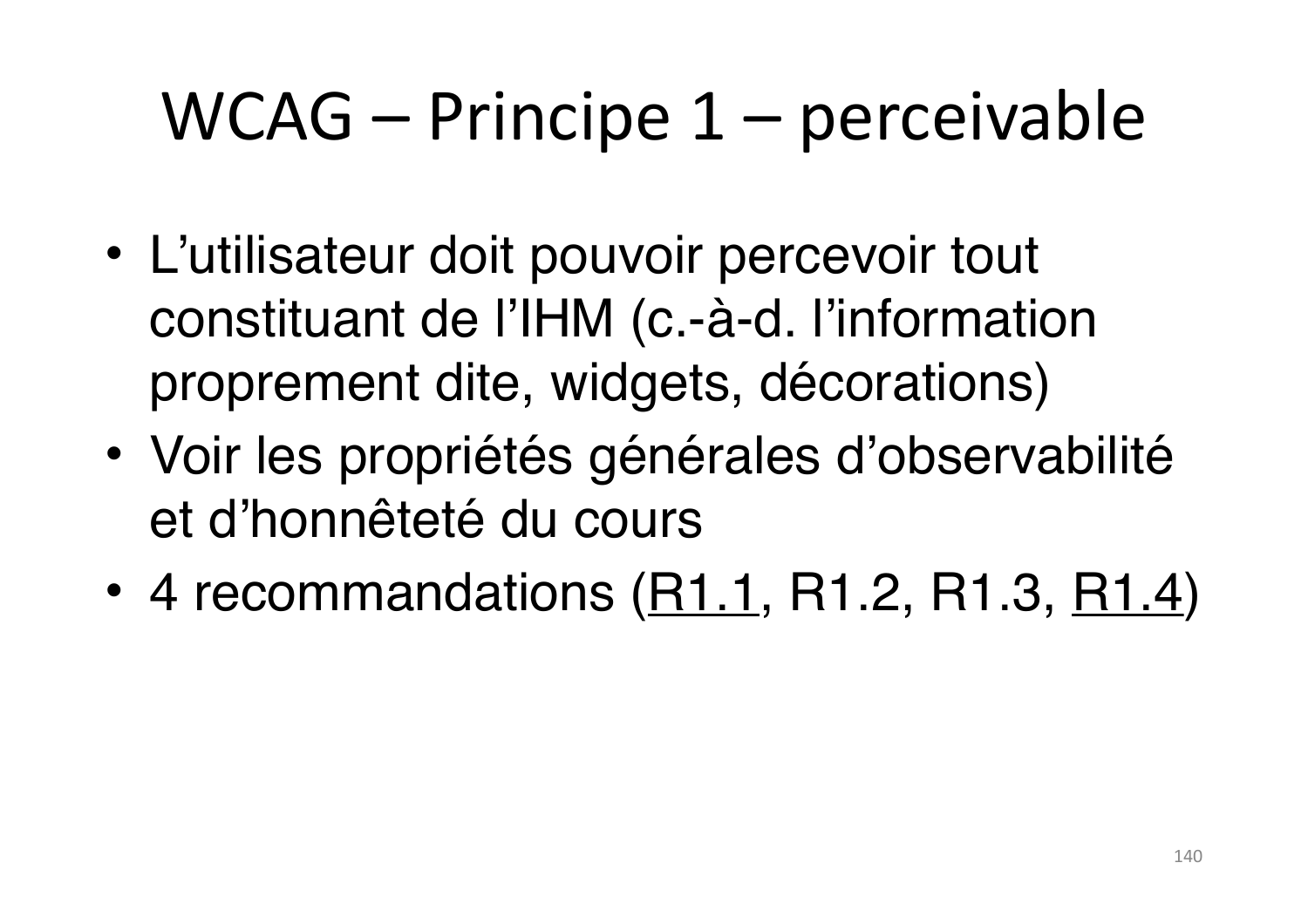# WCAG – Principe 1 – perceivable

- L'utilisateur doit pouvoir percevoir tout constituant de l'IHM (c.-à-d. l'information proprement dite, widgets, décorations)
- Voir les propriétés générales d'observabilité et d'honnêteté du cours
- 4 recommandations (R1.1, R1.2, R1.3, R1.4)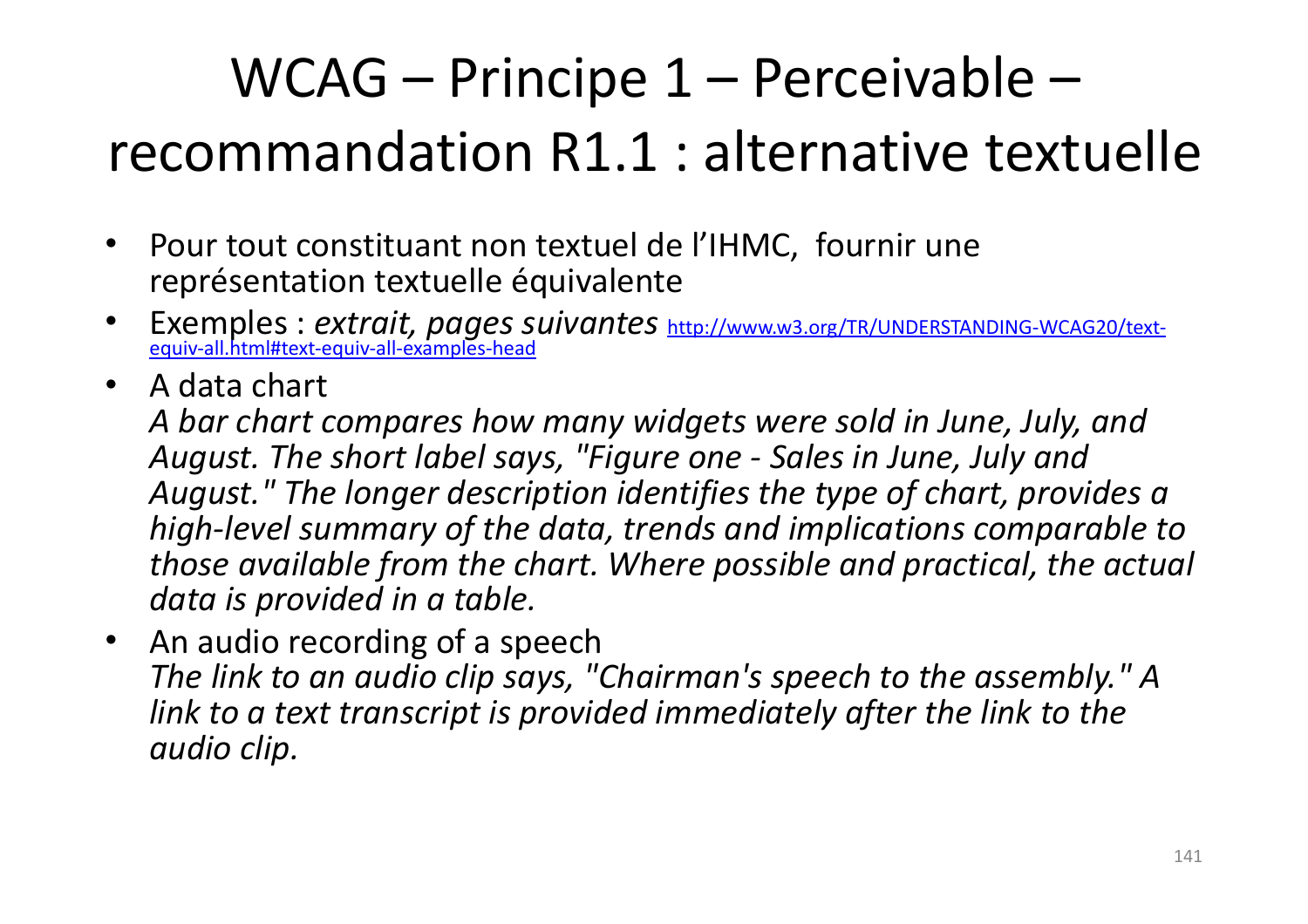# WCAG – Principe 1 – Perceivable – recommandation R1.1 : alternative textuelle

- Pour tout constituant non textuel de l'IHMC, fournir une représentation textuelle équivalente
- Exemples : *extrait, pages suivantes* [http://www.w3.org/TR/UNDERSTANDING-WCAG20/text-equiv-all.html#text-equiv-all-examples-head](http://www.w3.org/TR/UNDERSTANDING-WCAG20/text-equiv-all.html#text-equiv-all-examples-head)
- A data chart
  *A bar chart compares how many widgets were sold in June, July, and August. The short label says, "Figure one - Sales in June, July and August." The longer description identifies the type of chart, provides a high-level summary of the data, trends and implications comparable to those available from the chart. Where possible and practical, the actual data is provided in a table.*
- An audio recording of a speech
  *The link to an audio clip says, "Chairman's speech to the assembly." A link to a text transcript is provided immediately after the link to the audio clip.*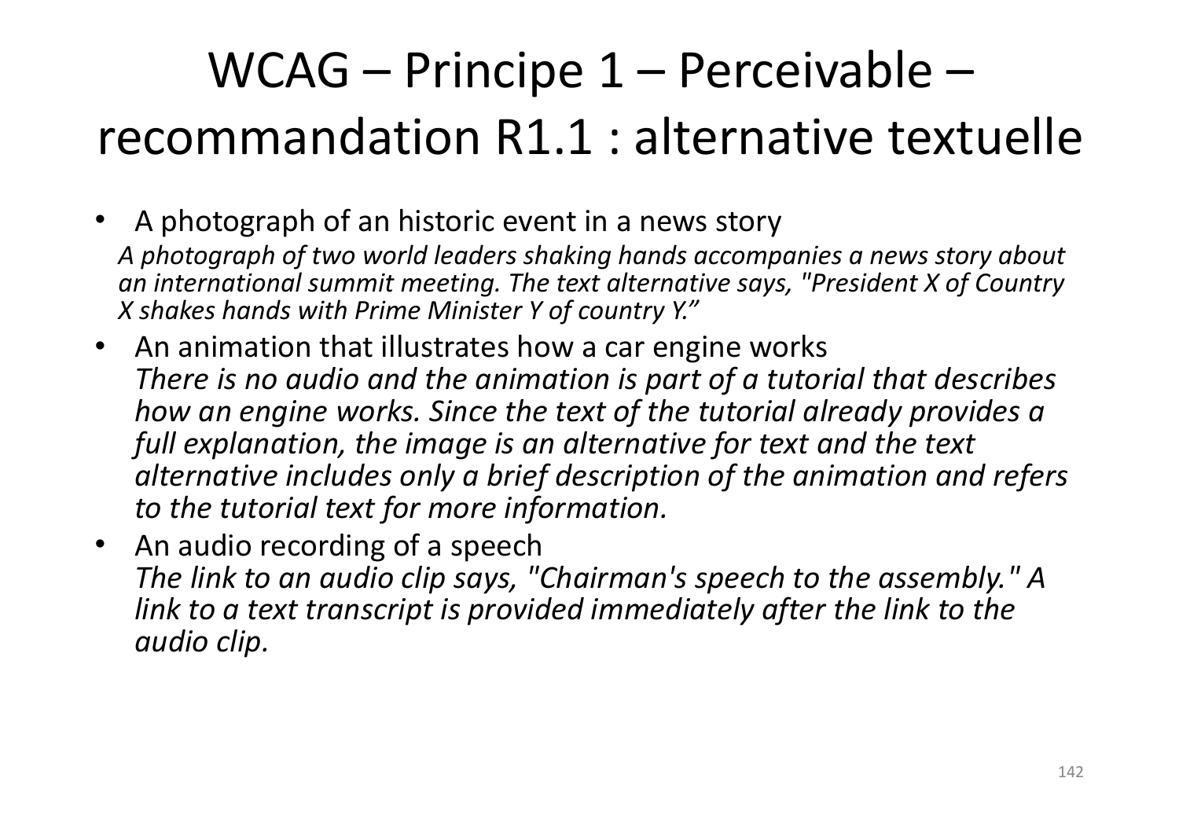# WCAG – Principe 1 – Perceivable – recommandation R1.1 : alternative textuelle

- A photograph of an historic event in a news story
  *A photograph of two world leaders shaking hands accompanies a news story about an international summit meeting. The text alternative says, "President X of Country X shakes hands with Prime Minister Y of country Y."*
- An animation that illustrates how a car engine works
  *There is no audio and the animation is part of a tutorial that describes how an engine works. Since the text of the tutorial already provides a full explanation, the image is an alternative for text and the text alternative includes only a brief description of the animation and refers to the tutorial text for more information.*
- An audio recording of a speech
  *The link to an audio clip says, "Chairman's speech to the assembly." A link to a text transcript is provided immediately after the link to the audio clip.*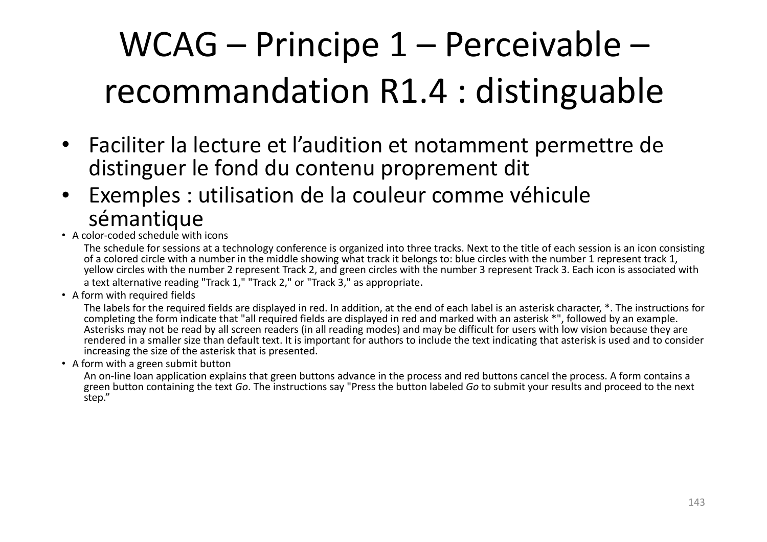# WCAG – Principe 1 – Perceivable – recommandation R1.4 : distinguable

- Faciliter la lecture et l’audition et notamment permettre de distinguer le fond du contenu proprement dit
- Exemples : utilisation de la couleur comme véhicule sémantique
  - A color-coded schedule with icons
    
    The schedule for sessions at a technology conference is organized into three tracks. Next to the title of each session is an icon consisting of a colored circle with a number in the middle showing what track it belongs to: blue circles with the number 1 represent track 1, yellow circles with the number 2 represent Track 2, and green circles with the number 3 represent Track 3. Each icon is associated with a text alternative reading "Track 1," "Track 2," or "Track 3," as appropriate.
  - A form with required fields
    
    The labels for the required fields are displayed in red. In addition, at the end of each label is an asterisk character, *. The instructions for completing the form indicate that "all required fields are displayed in red and marked with an asterisk *", followed by an example. Asterisks may not be read by all screen readers (in all reading modes) and may be difficult for users with low vision because they are rendered in a smaller size than default text. It is important for authors to include the text indicating that asterisk is used and to consider increasing the size of the asterisk that is presented.
  - A form with a green submit button
    
    An on-line loan application explains that green buttons advance in the process and red buttons cancel the process. A form contains a green button containing the text *Go*. The instructions say "Press the button labeled *Go* to submit your results and proceed to the next step.”